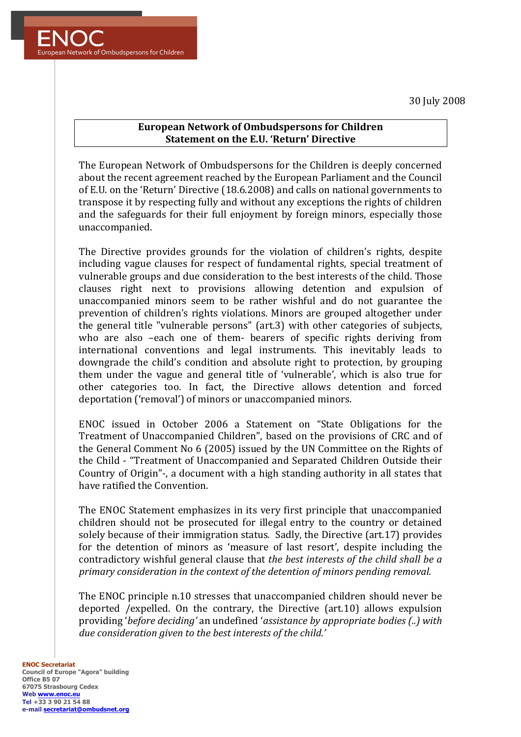ENOC

European Network of Ombudspersons for Children

30 July 2008

**European Network of Ombudspersons for Children**
**Statement on the E.U. 'Return' Directive**

The European Network of Ombudspersons for the Children is deeply concerned about the recent agreement reached by the European Parliament and the Council of E.U. on the 'Return' Directive (18.6.2008) and calls on national governments to transpose it by respecting fully and without any exceptions the rights of children and the safeguards for their full enjoyment by foreign minors, especially those unaccompanied.

The Directive provides grounds for the violation of children's rights, despite including vague clauses for respect of fundamental rights, special treatment of vulnerable groups and due consideration to the best interests of the child. Those clauses right next to provisions allowing detention and expulsion of unaccompanied minors seem to be rather wishful and do not guarantee the prevention of children's rights violations. Minors are grouped altogether under the general title "vulnerable persons" (art.3) with other categories of subjects, who are also –each one of them- bearers of specific rights deriving from international conventions and legal instruments. This inevitably leads to downgrade the child's condition and absolute right to protection, by grouping them under the vague and general title of 'vulnerable', which is also true for other categories too. In fact, the Directive allows detention and forced deportation ('removal') of minors or unaccompanied minors.

ENOC issued in October 2006 a Statement on "State Obligations for the Treatment of Unaccompanied Children", based on the provisions of CRC and of the General Comment No 6 (2005) issued by the UN Committee on the Rights of the Child - "Treatment of Unaccompanied and Separated Children Outside their Country of Origin"-, a document with a high standing authority in all states that have ratified the Convention.

The ENOC Statement emphasizes in its very first principle that unaccompanied children should not be prosecuted for illegal entry to the country or detained solely because of their immigration status. Sadly, the Directive (art.17) provides for the detention of minors as 'measure of last resort', despite including the contradictory wishful general clause that *the best interests of the child shall be a primary consideration in the context of the detention of minors pending removal.*

The ENOC principle n.10 stresses that unaccompanied children should never be deported /expelled. On the contrary, the Directive (art.10) allows expulsion providing '*before deciding'* an undefined '*assistance by appropriate bodies (..) with due consideration given to the best interests of the child.'*

**ENOC Secretariat**
Council of Europe "Agora" building
Office B5 07
67075 Strasbourg Cedex
Web www.enoc.eu
Tel +33 3 90 21 54 88
e-mail secretariat@ombudsnet.org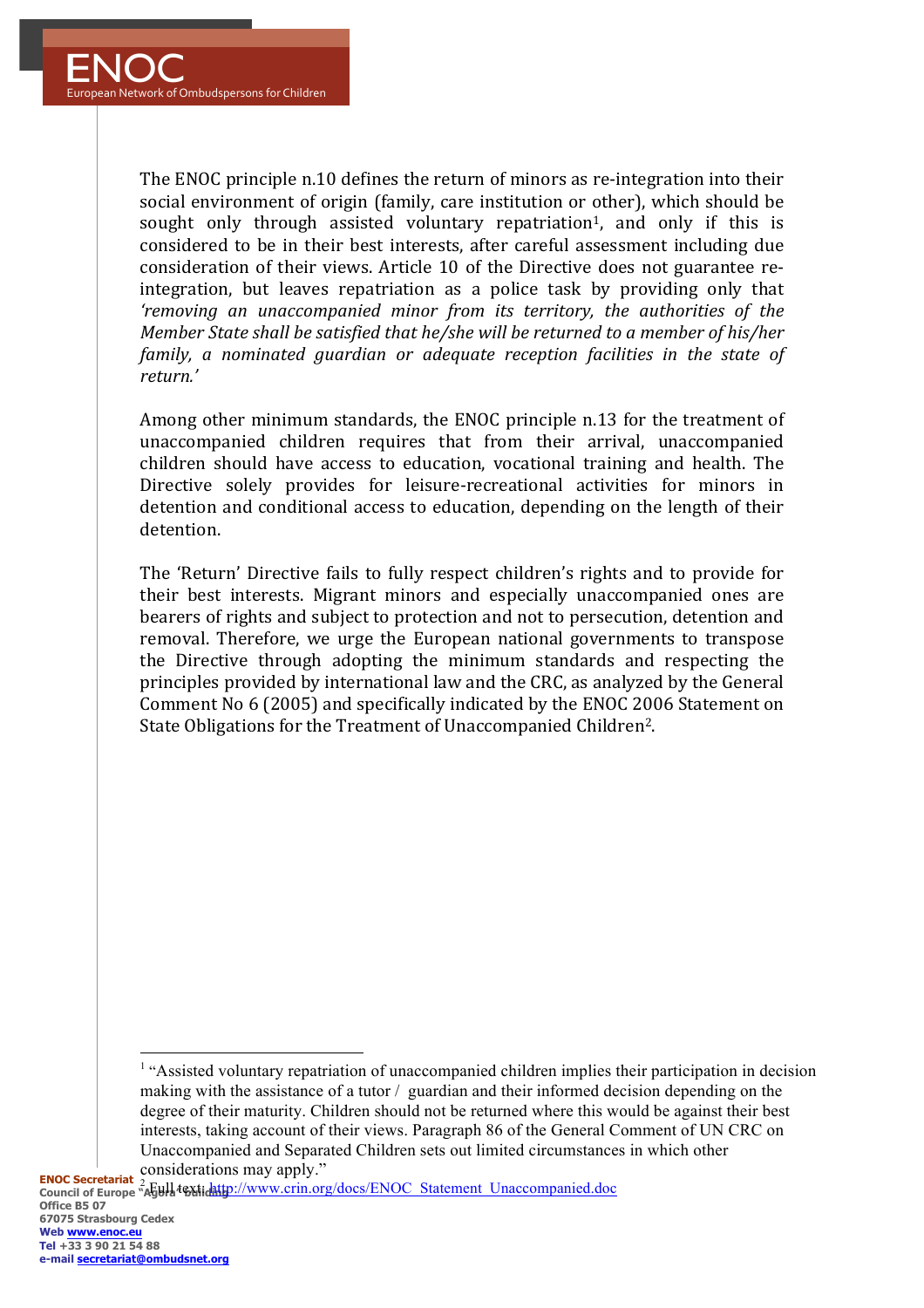The ENOC principle n.10 defines the return of minors as re-integration into their social environment of origin (family, care institution or other), which should be sought only through assisted voluntary repatriation[1], and only if this is considered to be in their best interests, after careful assessment including due consideration of their views. Article 10 of the Directive does not guarantee re-integration, but leaves repatriation as a police task by providing only that *'removing an unaccompanied minor from its territory, the authorities of the Member State shall be satisfied that he/she will be returned to a member of his/her family, a nominated guardian or adequate reception facilities in the state of return.'*

Among other minimum standards, the ENOC principle n.13 for the treatment of unaccompanied children requires that from their arrival, unaccompanied children should have access to education, vocational training and health. The Directive solely provides for leisure-recreational activities for minors in detention and conditional access to education, depending on the length of their detention.

The 'Return' Directive fails to fully respect children's rights and to provide for their best interests. Migrant minors and especially unaccompanied ones are bearers of rights and subject to protection and not to persecution, detention and removal. Therefore, we urge the European national governments to transpose the Directive through adopting the minimum standards and respecting the principles provided by international law and the CRC, as analyzed by the General Comment No 6 (2005) and specifically indicated by the ENOC 2006 Statement on State Obligations for the Treatment of Unaccompanied Children[2].

---

[1] "Assisted voluntary repatriation of unaccompanied children implies their participation in decision making with the assistance of a tutor / guardian and their informed decision depending on the degree of their maturity. Children should not be returned where this would be against their best interests, taking account of their views. Paragraph 86 of the General Comment of UN CRC on Unaccompanied and Separated Children sets out limited circumstances in which other considerations may apply."

[2] Full text: http://www.crin.org/docs/ENOC_Statement_Unaccompanied.doc

**ENOC Secretariat**
Council of Europe "Agora" Building
Office B5 07
67075 Strasbourg Cedex
Web www.enoc.eu
Tel +33 3 90 21 54 88
e-mail secretariat@ombudsnet.org